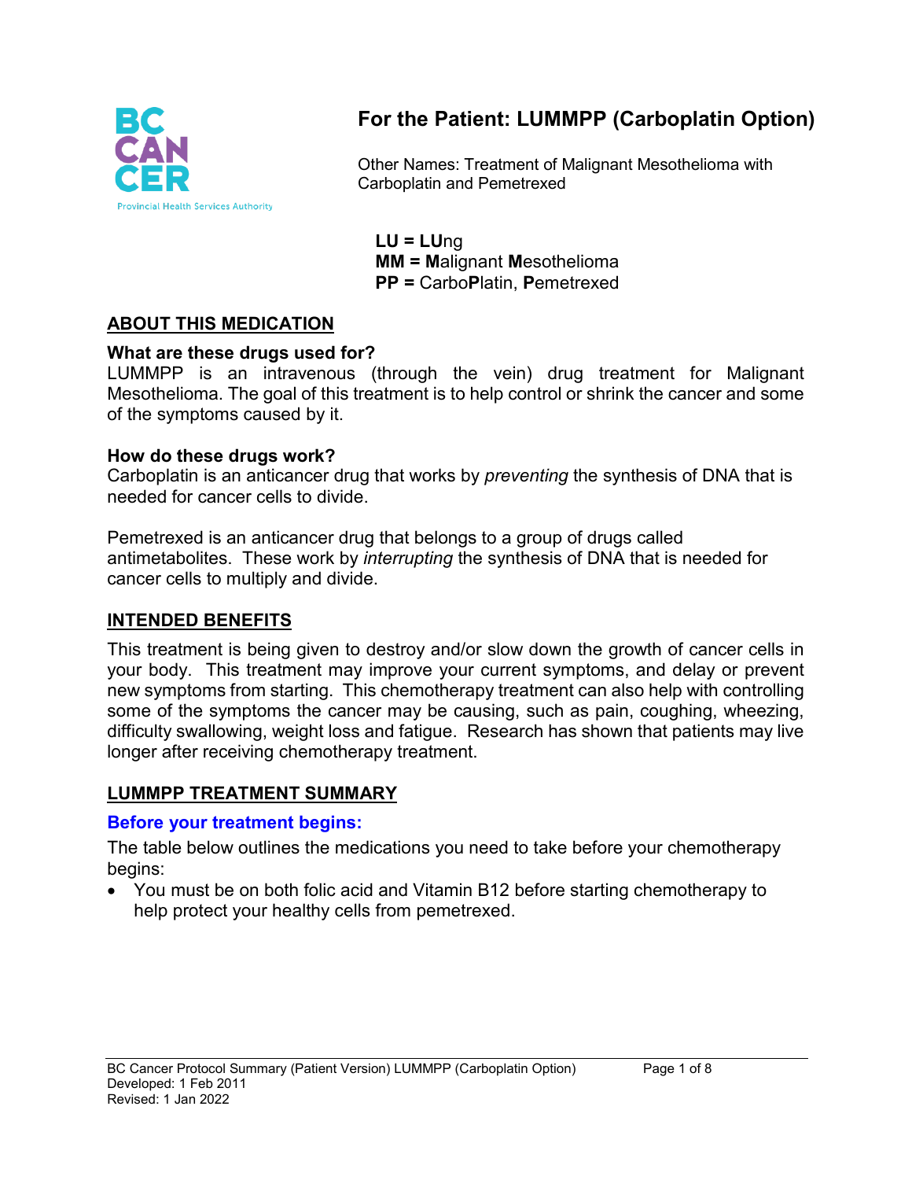# For the Patient: LUMMPP (Carboplatin Option)

Other Names: Treatment of Malignant Mesothelioma with Carboplatin and Pemetrexed

**LU = LU**ng
**MM = M**alignant **M**esothelioma
**PP =** Carbo**P**latin, **P**emetrexed

## ABOUT THIS MEDICATION

### What are these drugs used for?

LUMMPP is an intravenous (through the vein) drug treatment for Malignant Mesothelioma. The goal of this treatment is to help control or shrink the cancer and some of the symptoms caused by it.

### How do these drugs work?

Carboplatin is an anticancer drug that works by *preventing* the synthesis of DNA that is needed for cancer cells to divide.

Pemetrexed is an anticancer drug that belongs to a group of drugs called antimetabolites. These work by *interrupting* the synthesis of DNA that is needed for cancer cells to multiply and divide.

## INTENDED BENEFITS

This treatment is being given to destroy and/or slow down the growth of cancer cells in your body. This treatment may improve your current symptoms, and delay or prevent new symptoms from starting. This chemotherapy treatment can also help with controlling some of the symptoms the cancer may be causing, such as pain, coughing, wheezing, difficulty swallowing, weight loss and fatigue. Research has shown that patients may live longer after receiving chemotherapy treatment.

## LUMMPP TREATMENT SUMMARY

### Before your treatment begins:

The table below outlines the medications you need to take before your chemotherapy begins:

- You must be on both folic acid and Vitamin B12 before starting chemotherapy to help protect your healthy cells from pemetrexed.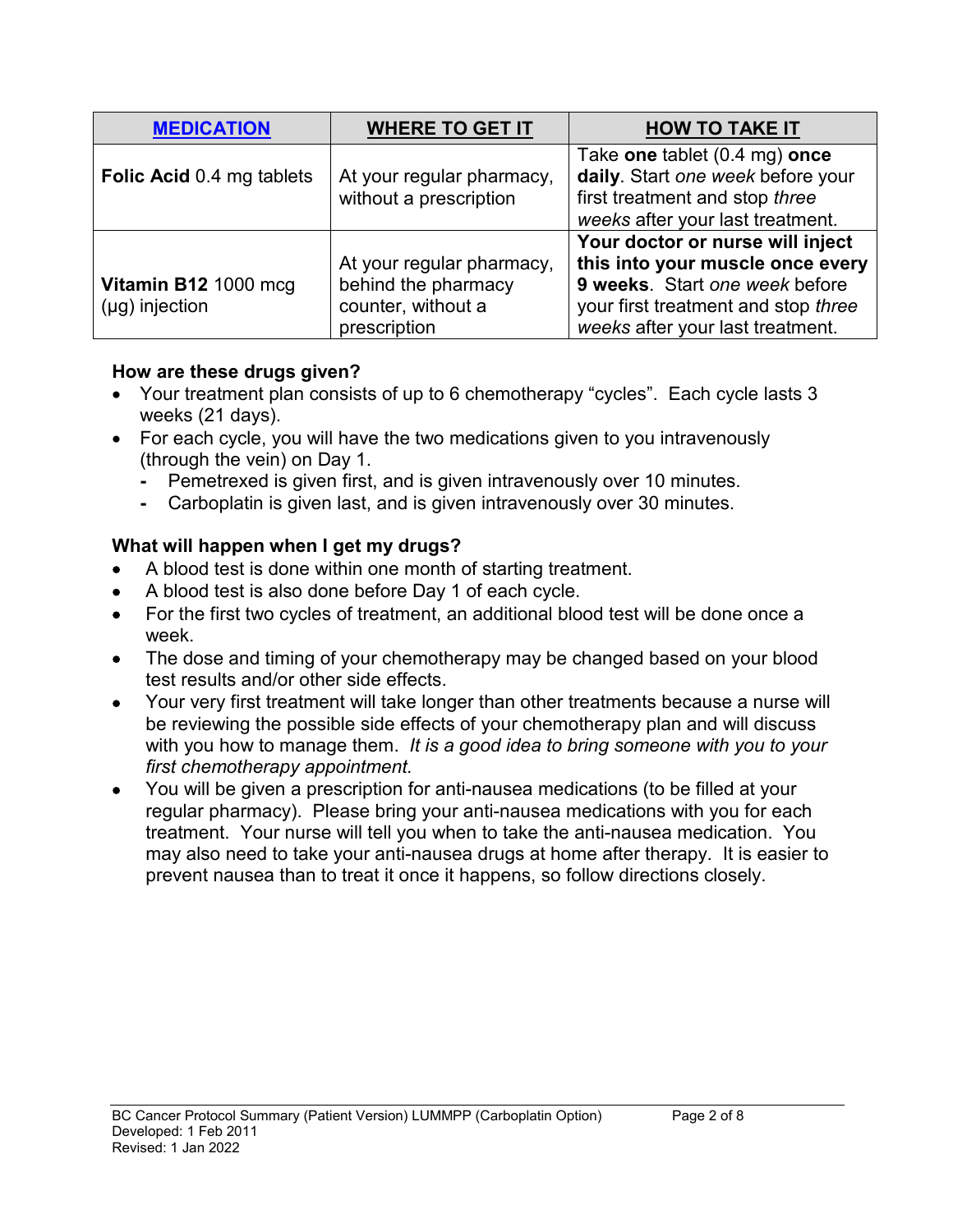| MEDICATION | WHERE TO GET IT | HOW TO TAKE IT |
|---|---|---|
| **Folic Acid** 0.4 mg tablets | At your regular pharmacy, without a prescription | Take **one** tablet (0.4 mg) **once daily**. Start *one week* before your first treatment and stop *three weeks* after your last treatment. |
| **Vitamin B12** 1000 mcg (µg) injection | At your regular pharmacy, behind the pharmacy counter, without a prescription | **Your doctor or nurse will inject this into your muscle once every 9 weeks**. Start *one week* before your first treatment and stop *three weeks* after your last treatment. |

### How are these drugs given?

- Your treatment plan consists of up to 6 chemotherapy "cycles". Each cycle lasts 3 weeks (21 days).
- For each cycle, you will have the two medications given to you intravenously (through the vein) on Day 1.
  - Pemetrexed is given first, and is given intravenously over 10 minutes.
  - Carboplatin is given last, and is given intravenously over 30 minutes.

### What will happen when I get my drugs?

- A blood test is done within one month of starting treatment.
- A blood test is also done before Day 1 of each cycle.
- For the first two cycles of treatment, an additional blood test will be done once a week.
- The dose and timing of your chemotherapy may be changed based on your blood test results and/or other side effects.
- Your very first treatment will take longer than other treatments because a nurse will be reviewing the possible side effects of your chemotherapy plan and will discuss with you how to manage them. *It is a good idea to bring someone with you to your first chemotherapy appointment.*
- You will be given a prescription for anti-nausea medications (to be filled at your regular pharmacy). Please bring your anti-nausea medications with you for each treatment. Your nurse will tell you when to take the anti-nausea medication. You may also need to take your anti-nausea drugs at home after therapy. It is easier to prevent nausea than to treat it once it happens, so follow directions closely.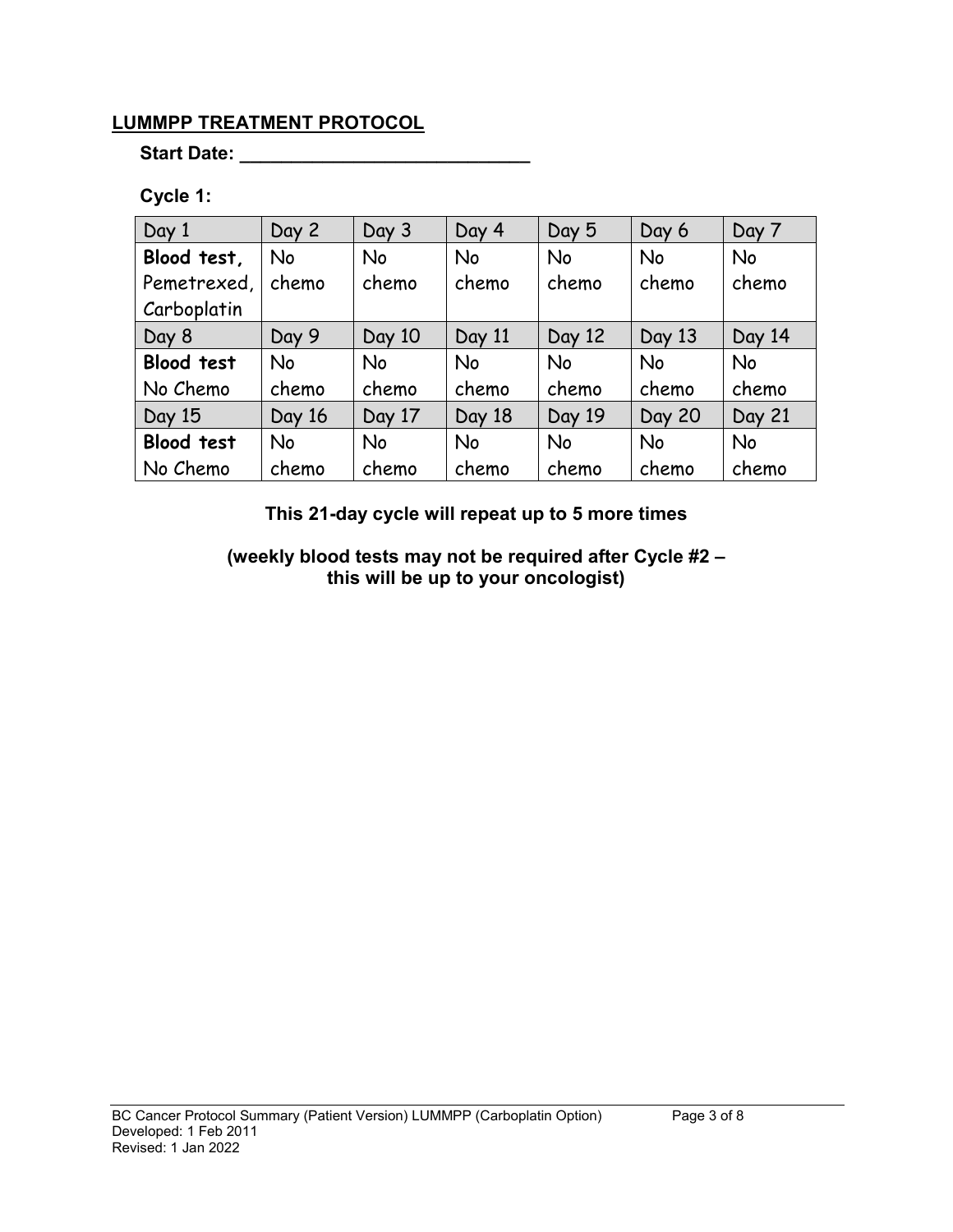## LUMMPP TREATMENT PROTOCOL

**Start Date: _____________________________**

**Cycle 1:**

| Day 1 | Day 2 | Day 3 | Day 4 | Day 5 | Day 6 | Day 7 |
|---|---|---|---|---|---|---|
| **Blood test,** Pemetrexed, Carboplatin | No chemo | No chemo | No chemo | No chemo | No chemo | No chemo |
| Day 8 | Day 9 | Day 10 | Day 11 | Day 12 | Day 13 | Day 14 |
| **Blood test** No Chemo | No chemo | No chemo | No chemo | No chemo | No chemo | No chemo |
| Day 15 | Day 16 | Day 17 | Day 18 | Day 19 | Day 20 | Day 21 |
| **Blood test** No Chemo | No chemo | No chemo | No chemo | No chemo | No chemo | No chemo |

**This 21-day cycle will repeat up to 5 more times**

**(weekly blood tests may not be required after Cycle #2 – this will be up to your oncologist)**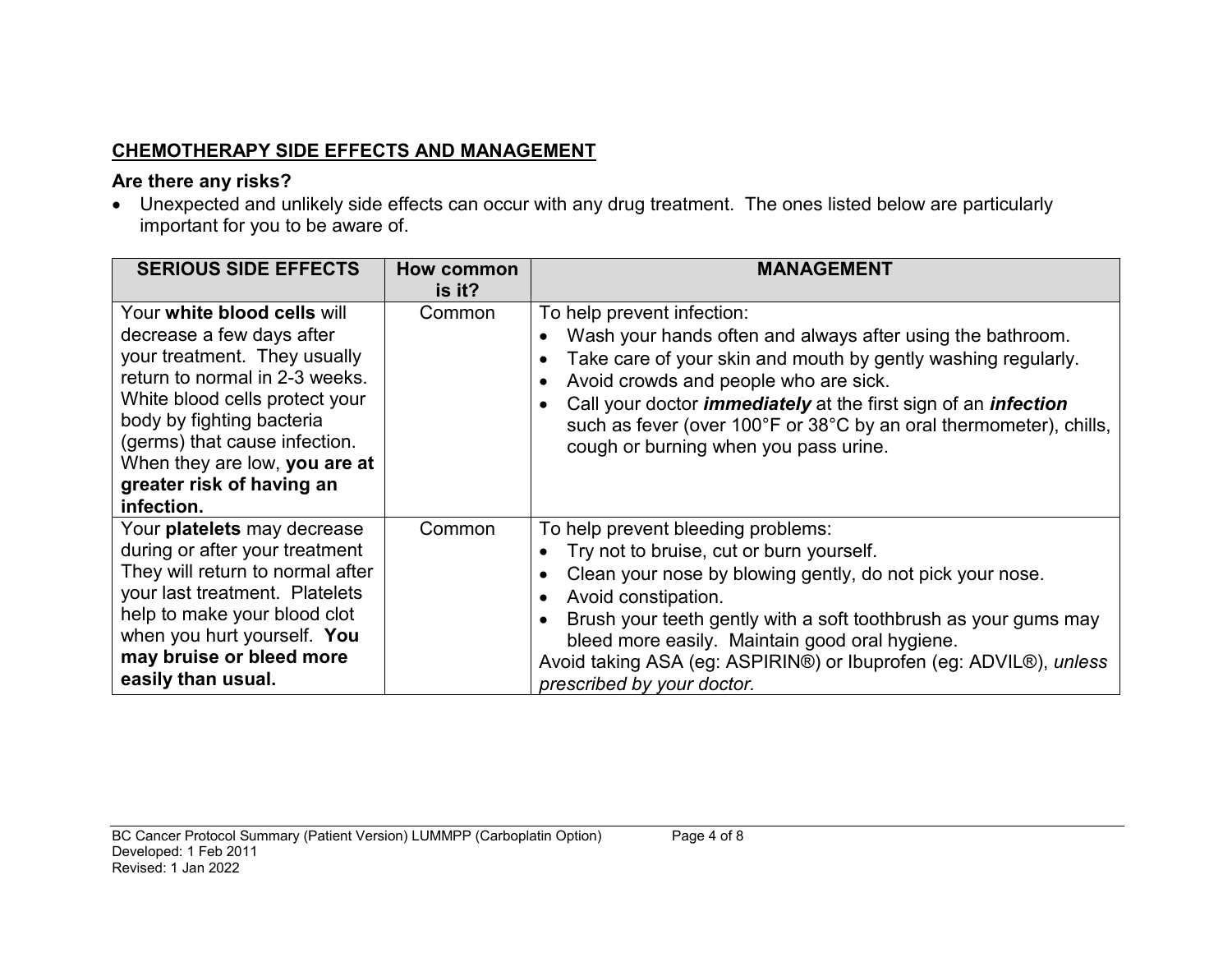## CHEMOTHERAPY SIDE EFFECTS AND MANAGEMENT

### Are there any risks?

- Unexpected and unlikely side effects can occur with any drug treatment. The ones listed below are particularly important for you to be aware of.

| SERIOUS SIDE EFFECTS | How common is it? | MANAGEMENT |
|---|---|---|
| Your **white blood cells** will decrease a few days after your treatment. They usually return to normal in 2-3 weeks. White blood cells protect your body by fighting bacteria (germs) that cause infection. When they are low, **you are at greater risk of having an infection.** | Common | To help prevent infection:<br>• Wash your hands often and always after using the bathroom.<br>• Take care of your skin and mouth by gently washing regularly.<br>• Avoid crowds and people who are sick.<br>• Call your doctor ***immediately*** at the first sign of an ***infection*** such as fever (over 100°F or 38°C by an oral thermometer), chills, cough or burning when you pass urine. |
| Your **platelets** may decrease during or after your treatment They will return to normal after your last treatment. Platelets help to make your blood clot when you hurt yourself. **You may bruise or bleed more easily than usual.** | Common | To help prevent bleeding problems:<br>• Try not to bruise, cut or burn yourself.<br>• Clean your nose by blowing gently, do not pick your nose.<br>• Avoid constipation.<br>• Brush your teeth gently with a soft toothbrush as your gums may bleed more easily. Maintain good oral hygiene.<br>Avoid taking ASA (eg: ASPIRIN®) or Ibuprofen (eg: ADVIL®), *unless prescribed by your doctor.* |

BC Cancer Protocol Summary (Patient Version) LUMMPP (Carboplatin Option)
Developed: 1 Feb 2011
Revised: 1 Jan 2022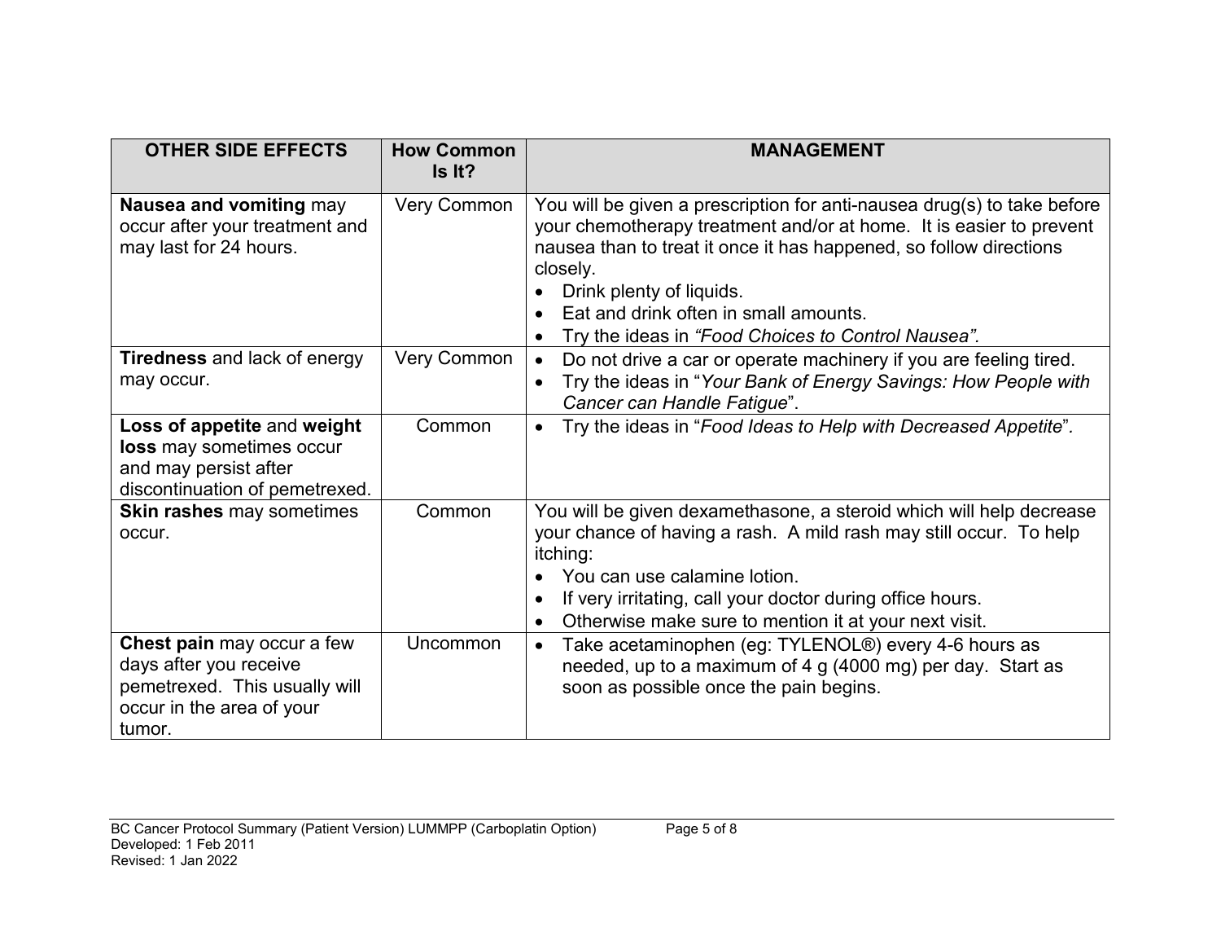| OTHER SIDE EFFECTS | How Common Is It? | MANAGEMENT |
|---|---|---|
| **Nausea and vomiting** may occur after your treatment and may last for 24 hours. | Very Common | You will be given a prescription for anti-nausea drug(s) to take before your chemotherapy treatment and/or at home. It is easier to prevent nausea than to treat it once it has happened, so follow directions closely.<br>• Drink plenty of liquids.<br>• Eat and drink often in small amounts.<br>• Try the ideas in *"Food Choices to Control Nausea"*. |
| **Tiredness** and lack of energy may occur. | Very Common | • Do not drive a car or operate machinery if you are feeling tired.<br>• Try the ideas in "*Your Bank of Energy Savings: How People with Cancer can Handle Fatigue*". |
| **Loss of appetite** and **weight loss** may sometimes occur and may persist after discontinuation of pemetrexed. | Common | • Try the ideas in "*Food Ideas to Help with Decreased Appetite*". |
| **Skin rashes** may sometimes occur. | Common | You will be given dexamethasone, a steroid which will help decrease your chance of having a rash. A mild rash may still occur. To help itching:<br>• You can use calamine lotion.<br>• If very irritating, call your doctor during office hours.<br>• Otherwise make sure to mention it at your next visit. |
| **Chest pain** may occur a few days after you receive pemetrexed. This usually will occur in the area of your tumor. | Uncommon | • Take acetaminophen (eg: TYLENOL®) every 4-6 hours as needed, up to a maximum of 4 g (4000 mg) per day. Start as soon as possible once the pain begins. |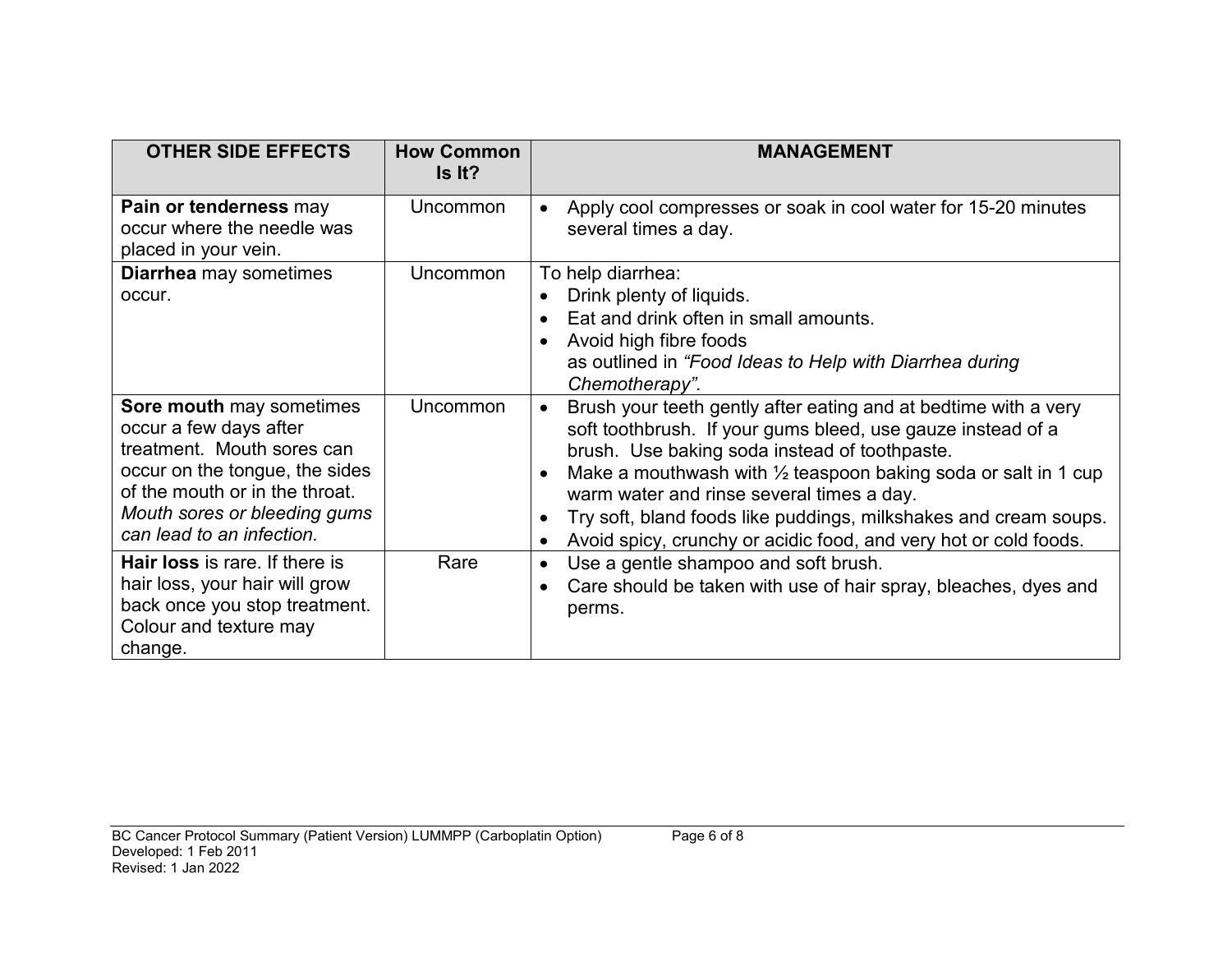| OTHER SIDE EFFECTS | How Common Is It? | MANAGEMENT |
|---|---|---|
| **Pain or tenderness** may occur where the needle was placed in your vein. | Uncommon | • Apply cool compresses or soak in cool water for 15-20 minutes several times a day. |
| **Diarrhea** may sometimes occur. | Uncommon | To help diarrhea:<br>• Drink plenty of liquids.<br>• Eat and drink often in small amounts.<br>• Avoid high fibre foods as outlined in *"Food Ideas to Help with Diarrhea during Chemotherapy".* |
| **Sore mouth** may sometimes occur a few days after treatment. Mouth sores can occur on the tongue, the sides of the mouth or in the throat. *Mouth sores or bleeding gums can lead to an infection.* | Uncommon | • Brush your teeth gently after eating and at bedtime with a very soft toothbrush. If your gums bleed, use gauze instead of a brush. Use baking soda instead of toothpaste.<br>• Make a mouthwash with ½ teaspoon baking soda or salt in 1 cup warm water and rinse several times a day.<br>• Try soft, bland foods like puddings, milkshakes and cream soups.<br>• Avoid spicy, crunchy or acidic food, and very hot or cold foods. |
| **Hair loss** is rare. If there is hair loss, your hair will grow back once you stop treatment. Colour and texture may change. | Rare | • Use a gentle shampoo and soft brush.<br>• Care should be taken with use of hair spray, bleaches, dyes and perms. |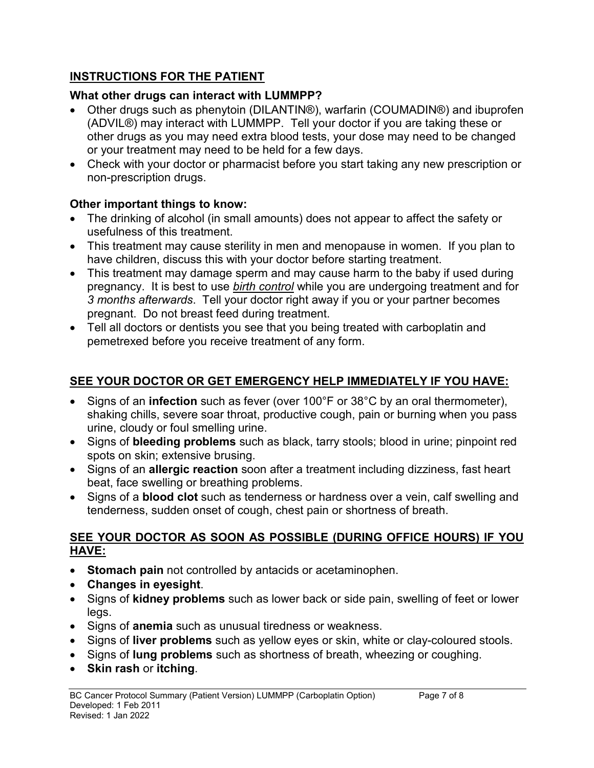## INSTRUCTIONS FOR THE PATIENT

### What other drugs can interact with LUMMPP?

- Other drugs such as phenytoin (DILANTIN®), warfarin (COUMADIN®) and ibuprofen (ADVIL®) may interact with LUMMPP. Tell your doctor if you are taking these or other drugs as you may need extra blood tests, your dose may need to be changed or your treatment may need to be held for a few days.
- Check with your doctor or pharmacist before you start taking any new prescription or non-prescription drugs.

### Other important things to know:

- The drinking of alcohol (in small amounts) does not appear to affect the safety or usefulness of this treatment.
- This treatment may cause sterility in men and menopause in women. If you plan to have children, discuss this with your doctor before starting treatment.
- This treatment may damage sperm and may cause harm to the baby if used during pregnancy. It is best to use *birth control* while you are undergoing treatment and for *3 months afterwards*. Tell your doctor right away if you or your partner becomes pregnant. Do not breast feed during treatment.
- Tell all doctors or dentists you see that you being treated with carboplatin and pemetrexed before you receive treatment of any form.

## SEE YOUR DOCTOR OR GET EMERGENCY HELP IMMEDIATELY IF YOU HAVE:

- Signs of an **infection** such as fever (over 100°F or 38°C by an oral thermometer), shaking chills, severe soar throat, productive cough, pain or burning when you pass urine, cloudy or foul smelling urine.
- Signs of **bleeding problems** such as black, tarry stools; blood in urine; pinpoint red spots on skin; extensive brusing.
- Signs of an **allergic reaction** soon after a treatment including dizziness, fast heart beat, face swelling or breathing problems.
- Signs of a **blood clot** such as tenderness or hardness over a vein, calf swelling and tenderness, sudden onset of cough, chest pain or shortness of breath.

## SEE YOUR DOCTOR AS SOON AS POSSIBLE (DURING OFFICE HOURS) IF YOU HAVE:

- **Stomach pain** not controlled by antacids or acetaminophen.
- **Changes in eyesight**.
- Signs of **kidney problems** such as lower back or side pain, swelling of feet or lower legs.
- Signs of **anemia** such as unusual tiredness or weakness.
- Signs of **liver problems** such as yellow eyes or skin, white or clay-coloured stools.
- Signs of **lung problems** such as shortness of breath, wheezing or coughing.
- **Skin rash** or **itching**.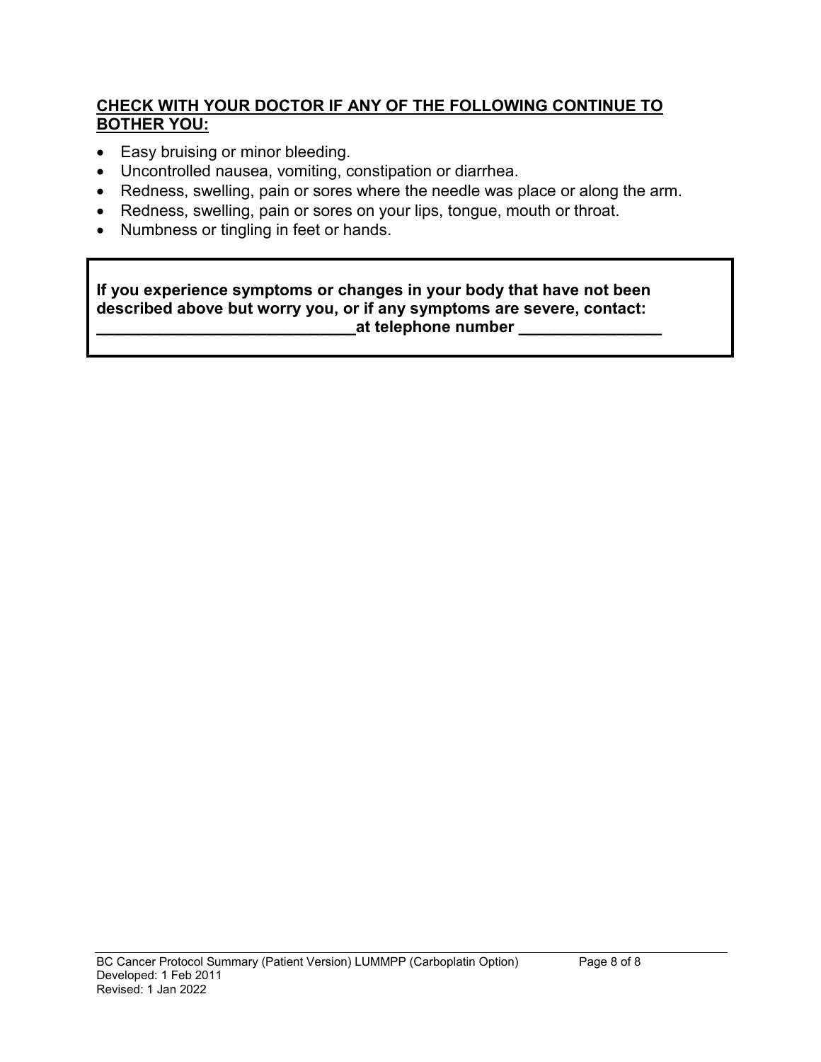**<u>CHECK WITH YOUR DOCTOR IF ANY OF THE FOLLOWING CONTINUE TO BOTHER YOU:</u>**

- Easy bruising or minor bleeding.
- Uncontrolled nausea, vomiting, constipation or diarrhea.
- Redness, swelling, pain or sores where the needle was place or along the arm.
- Redness, swelling, pain or sores on your lips, tongue, mouth or throat.
- Numbness or tingling in feet or hands.

**If you experience symptoms or changes in your body that have not been described above but worry you, or if any symptoms are severe, contact: ______________________________at telephone number ________________**